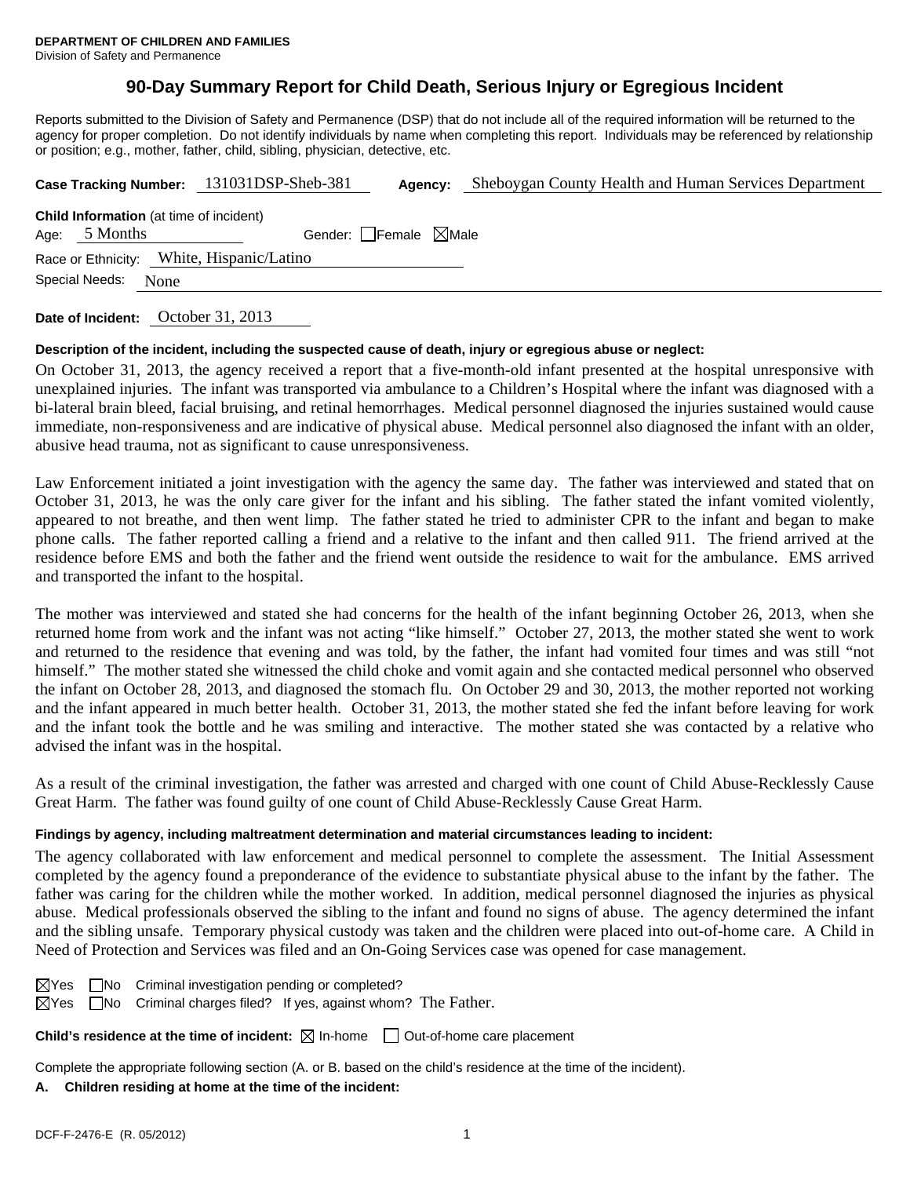**DEPARTMENT OF CHILDREN AND FAMILIES**
Division of Safety and Permanence

# 90-Day Summary Report for Child Death, Serious Injury or Egregious Incident

Reports submitted to the Division of Safety and Permanence (DSP) that do not include all of the required information will be returned to the agency for proper completion. Do not identify individuals by name when completing this report. Individuals may be referenced by relationship or position; e.g., mother, father, child, sibling, physician, detective, etc.

**Case Tracking Number:** 131031DSP-Sheb-381 **Agency:** Sheboygan County Health and Human Services Department

**Child Information** (at time of incident)
Age: 5 Months Gender: ☐ Female ☒ Male
Race or Ethnicity: White, Hispanic/Latino
Special Needs: None

**Date of Incident:** October 31, 2013

**Description of the incident, including the suspected cause of death, injury or egregious abuse or neglect:**

On October 31, 2013, the agency received a report that a five-month-old infant presented at the hospital unresponsive with unexplained injuries. The infant was transported via ambulance to a Children's Hospital where the infant was diagnosed with a bi-lateral brain bleed, facial bruising, and retinal hemorrhages. Medical personnel diagnosed the injuries sustained would cause immediate, non-responsiveness and are indicative of physical abuse. Medical personnel also diagnosed the infant with an older, abusive head trauma, not as significant to cause unresponsiveness.

Law Enforcement initiated a joint investigation with the agency the same day. The father was interviewed and stated that on October 31, 2013, he was the only care giver for the infant and his sibling. The father stated the infant vomited violently, appeared to not breathe, and then went limp. The father stated he tried to administer CPR to the infant and began to make phone calls. The father reported calling a friend and a relative to the infant and then called 911. The friend arrived at the residence before EMS and both the father and the friend went outside the residence to wait for the ambulance. EMS arrived and transported the infant to the hospital.

The mother was interviewed and stated she had concerns for the health of the infant beginning October 26, 2013, when she returned home from work and the infant was not acting "like himself." October 27, 2013, the mother stated she went to work and returned to the residence that evening and was told, by the father, the infant had vomited four times and was still "not himself." The mother stated she witnessed the child choke and vomit again and she contacted medical personnel who observed the infant on October 28, 2013, and diagnosed the stomach flu. On October 29 and 30, 2013, the mother reported not working and the infant appeared in much better health. October 31, 2013, the mother stated she fed the infant before leaving for work and the infant took the bottle and he was smiling and interactive. The mother stated she was contacted by a relative who advised the infant was in the hospital.

As a result of the criminal investigation, the father was arrested and charged with one count of Child Abuse-Recklessly Cause Great Harm. The father was found guilty of one count of Child Abuse-Recklessly Cause Great Harm.

**Findings by agency, including maltreatment determination and material circumstances leading to incident:**

The agency collaborated with law enforcement and medical personnel to complete the assessment. The Initial Assessment completed by the agency found a preponderance of the evidence to substantiate physical abuse to the infant by the father. The father was caring for the children while the mother worked. In addition, medical personnel diagnosed the injuries as physical abuse. Medical professionals observed the sibling to the infant and found no signs of abuse. The agency determined the infant and the sibling unsafe. Temporary physical custody was taken and the children were placed into out-of-home care. A Child in Need of Protection and Services was filed and an On-Going Services case was opened for case management.

☒ Yes ☐ No Criminal investigation pending or completed?
☒ Yes ☐ No Criminal charges filed? If yes, against whom? The Father.

**Child's residence at the time of incident:** ☒ In-home ☐ Out-of-home care placement

Complete the appropriate following section (A. or B. based on the child's residence at the time of the incident).

**A. Children residing at home at the time of the incident:**

DCF-F-2476-E (R. 05/2012)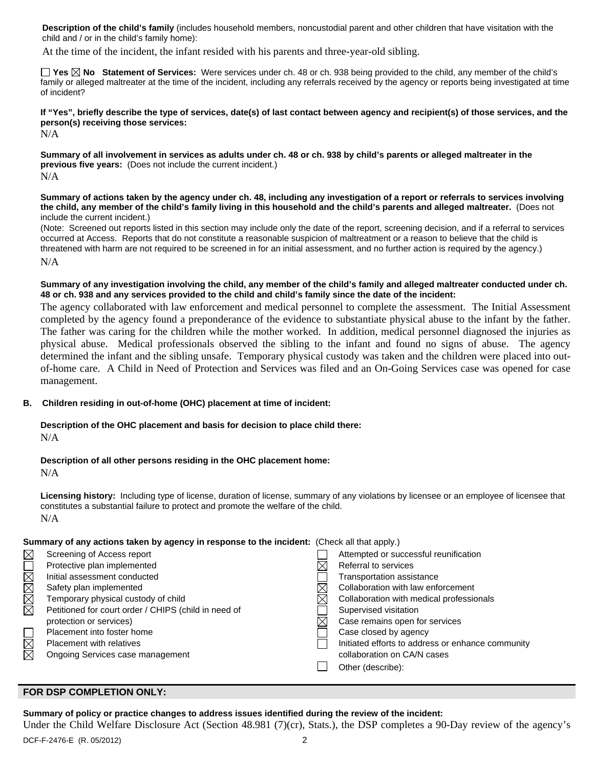**Description of the child's family** (includes household members, noncustodial parent and other children that have visitation with the child and / or in the child's family home):

At the time of the incident, the infant resided with his parents and three-year-old sibling.

☐ **Yes** ☒ **No** **Statement of Services:** Were services under ch. 48 or ch. 938 being provided to the child, any member of the child's family or alleged maltreater at the time of the incident, including any referrals received by the agency or reports being investigated at time of incident?

**If "Yes", briefly describe the type of services, date(s) of last contact between agency and recipient(s) of those services, and the person(s) receiving those services:**

N/A

**Summary of all involvement in services as adults under ch. 48 or ch. 938 by child's parents or alleged maltreater in the previous five years:** (Does not include the current incident.)

N/A

**Summary of actions taken by the agency under ch. 48, including any investigation of a report or referrals to services involving the child, any member of the child's family living in this household and the child's parents and alleged maltreater.** (Does not include the current incident.)

(Note: Screened out reports listed in this section may include only the date of the report, screening decision, and if a referral to services occurred at Access. Reports that do not constitute a reasonable suspicion of maltreatment or a reason to believe that the child is threatened with harm are not required to be screened in for an initial assessment, and no further action is required by the agency.)

N/A

**Summary of any investigation involving the child, any member of the child's family and alleged maltreater conducted under ch. 48 or ch. 938 and any services provided to the child and child's family since the date of the incident:**

The agency collaborated with law enforcement and medical personnel to complete the assessment. The Initial Assessment completed by the agency found a preponderance of the evidence to substantiate physical abuse to the infant by the father. The father was caring for the children while the mother worked. In addition, medical personnel diagnosed the injuries as physical abuse. Medical professionals observed the sibling to the infant and found no signs of abuse. The agency determined the infant and the sibling unsafe. Temporary physical custody was taken and the children were placed into out-of-home care. A Child in Need of Protection and Services was filed and an On-Going Services case was opened for case management.

**B. Children residing in out-of-home (OHC) placement at time of incident:**

**Description of the OHC placement and basis for decision to place child there:**

N/A

**Description of all other persons residing in the OHC placement home:**

N/A

**Licensing history:** Including type of license, duration of license, summary of any violations by licensee or an employee of licensee that constitutes a substantial failure to protect and promote the welfare of the child.

N/A

**Summary of any actions taken by agency in response to the incident:** (Check all that apply.)

- ☒ Screening of Access report
- ☐ Protective plan implemented
- ☒ Initial assessment conducted
- ☒ Safety plan implemented
- ☒ Temporary physical custody of child
- ☒ Petitioned for court order / CHIPS (child in need of protection or services)
- ☐ Placement into foster home
- ☒ Placement with relatives
- ☒ Ongoing Services case management
- ☐ Attempted or successful reunification
- ☒ Referral to services
- ☐ Transportation assistance
- ☒ Collaboration with law enforcement
- ☒ Collaboration with medical professionals
- ☐ Supervised visitation
- ☒ Case remains open for services
- ☐ Case closed by agency
- ☐ Initiated efforts to address or enhance community collaboration on CA/N cases
- ☐ Other (describe):

## FOR DSP COMPLETION ONLY:

**Summary of policy or practice changes to address issues identified during the review of the incident:**

Under the Child Welfare Disclosure Act (Section 48.981 (7)(cr), Stats.), the DSP completes a 90-Day review of the agency's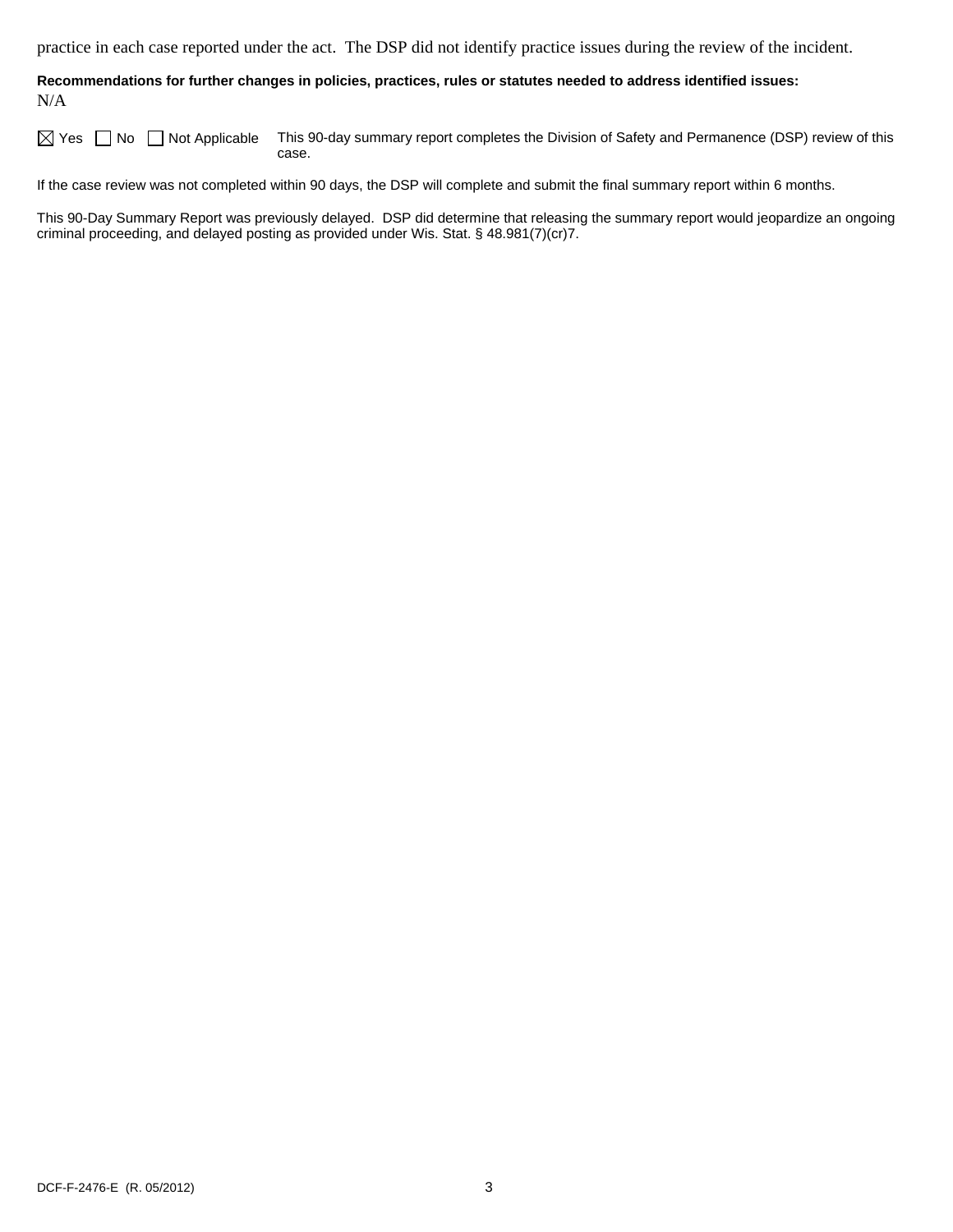practice in each case reported under the act. The DSP did not identify practice issues during the review of the incident.

**Recommendations for further changes in policies, practices, rules or statutes needed to address identified issues:**
N/A

☒ Yes ☐ No ☐ Not Applicable This 90-day summary report completes the Division of Safety and Permanence (DSP) review of this case.

If the case review was not completed within 90 days, the DSP will complete and submit the final summary report within 6 months.

This 90-Day Summary Report was previously delayed. DSP did determine that releasing the summary report would jeopardize an ongoing criminal proceeding, and delayed posting as provided under Wis. Stat. § 48.981(7)(cr)7.

DCF-F-2476-E (R. 05/2012)